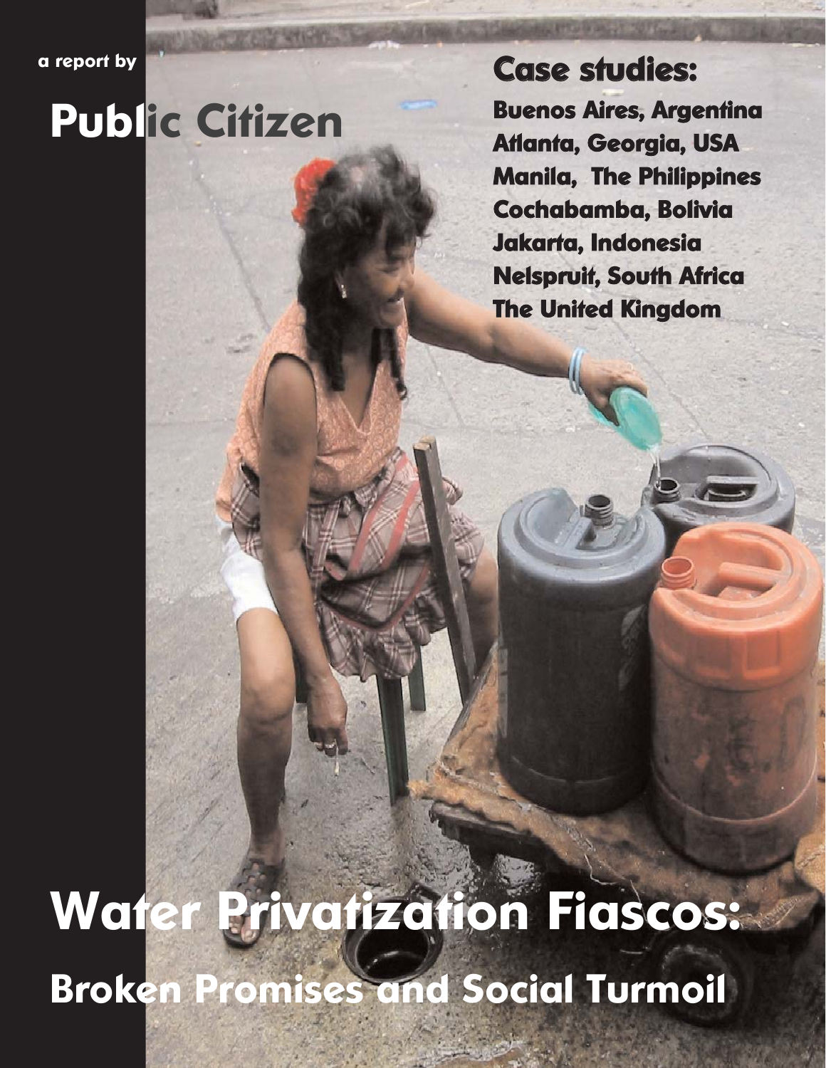*a report by*

**Public Citizen**

## Case studies:

**Buenos Aires, Argentina**
**Atlanta, Georgia, USA**
**Manila, The Philippines**
**Cochabamba, Bolivia**
**Jakarta, Indonesia**
**Nelspruit, South Africa**
**The United Kingdom**

# Water Privatization Fiascos:

## Broken Promises and Social Turmoil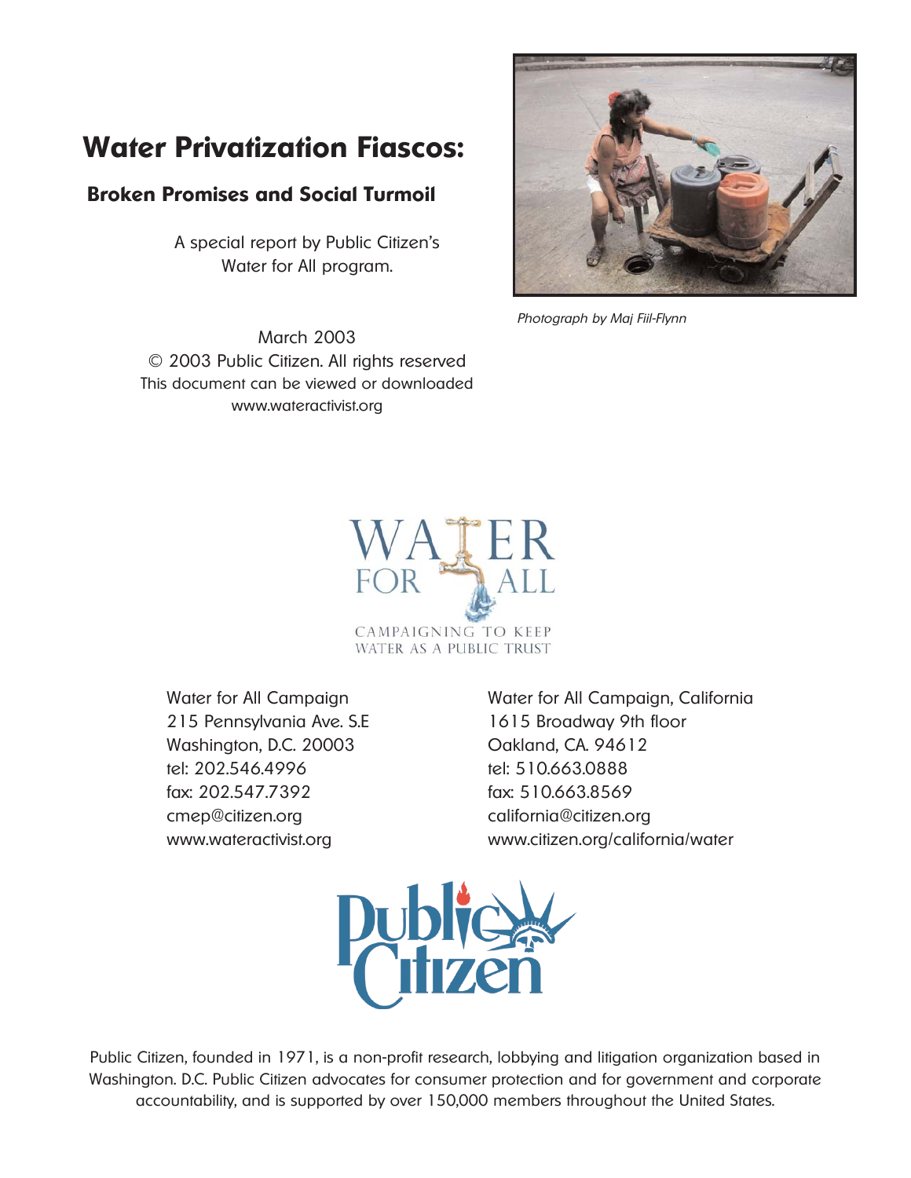# Water Privatization Fiascos:

## Broken Promises and Social Turmoil

A special report by Public Citizen's Water for All program.

Photograph by Maj Fiil-Flynn

March 2003
© 2003 Public Citizen. All rights reserved
This document can be viewed or downloaded
www.wateractivist.org

WATER FOR ALL
CAMPAIGNING TO KEEP WATER AS A PUBLIC TRUST

Water for All Campaign
215 Pennsylvania Ave. S.E
Washington, D.C. 20003
tel: 202.546.4996
fax: 202.547.7392
cmep@citizen.org
www.wateractivist.org

Water for All Campaign, California
1615 Broadway 9th floor
Oakland, CA. 94612
tel: 510.663.0888
fax: 510.663.8569
california@citizen.org
www.citizen.org/california/water

Public Citizen

Public Citizen, founded in 1971, is a non-profit research, lobbying and litigation organization based in Washington. D.C. Public Citizen advocates for consumer protection and for government and corporate accountability, and is supported by over 150,000 members throughout the United States.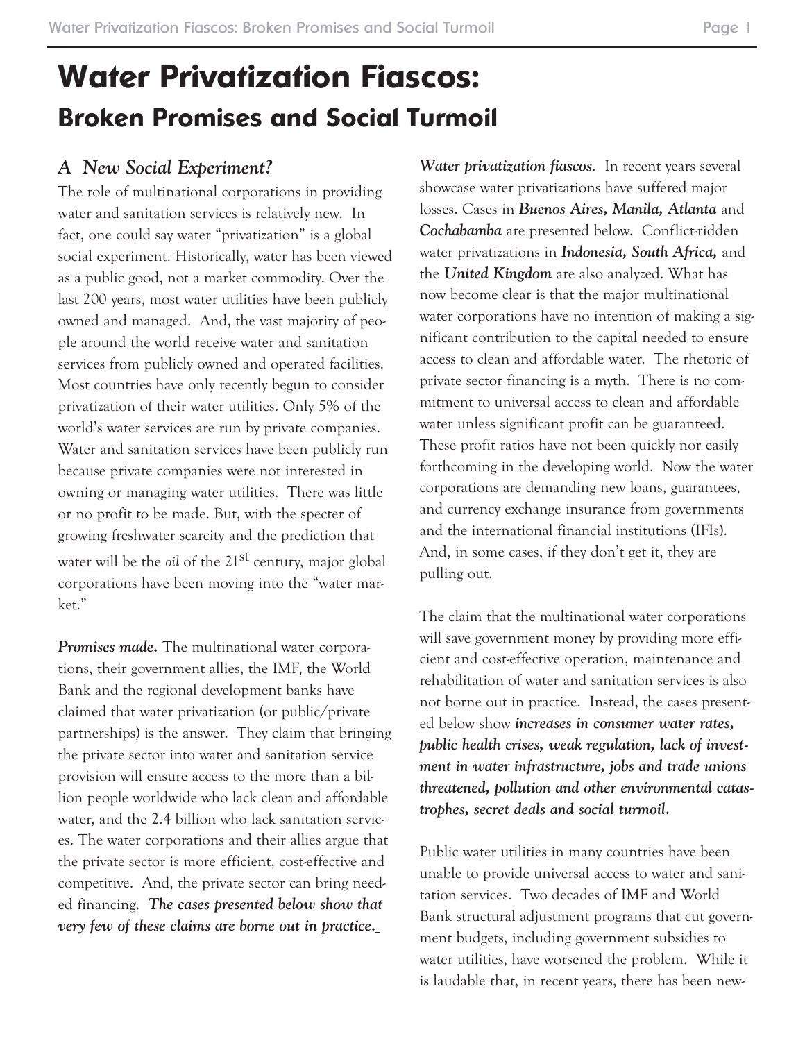# Water Privatization Fiascos:

## Broken Promises and Social Turmoil

### *A New Social Experiment?*

The role of multinational corporations in providing water and sanitation services is relatively new. In fact, one could say water "privatization" is a global social experiment. Historically, water has been viewed as a public good, not a market commodity. Over the last 200 years, most water utilities have been publicly owned and managed. And, the vast majority of people around the world receive water and sanitation services from publicly owned and operated facilities. Most countries have only recently begun to consider privatization of their water utilities. Only 5% of the world's water services are run by private companies. Water and sanitation services have been publicly run because private companies were not interested in owning or managing water utilities. There was little or no profit to be made. But, with the specter of growing freshwater scarcity and the prediction that water will be the *oil* of the 21st century, major global corporations have been moving into the "water market."

***Promises made.*** The multinational water corporations, their government allies, the IMF, the World Bank and the regional development banks have claimed that water privatization (or public/private partnerships) is the answer. They claim that bringing the private sector into water and sanitation service provision will ensure access to the more than a billion people worldwide who lack clean and affordable water, and the 2.4 billion who lack sanitation services. The water corporations and their allies argue that the private sector is more efficient, cost-effective and competitive. And, the private sector can bring needed financing. ***The cases presented below show that very few of these claims are borne out in practice.***

***Water privatization fiascos***. In recent years several showcase water privatizations have suffered major losses. Cases in ***Buenos Aires, Manila, Atlanta*** and ***Cochabamba*** are presented below. Conflict-ridden water privatizations in ***Indonesia, South Africa,*** and the ***United Kingdom*** are also analyzed. What has now become clear is that the major multinational water corporations have no intention of making a significant contribution to the capital needed to ensure access to clean and affordable water. The rhetoric of private sector financing is a myth. There is no commitment to universal access to clean and affordable water unless significant profit can be guaranteed. These profit ratios have not been quickly nor easily forthcoming in the developing world. Now the water corporations are demanding new loans, guarantees, and currency exchange insurance from governments and the international financial institutions (IFIs). And, in some cases, if they don't get it, they are pulling out.

The claim that the multinational water corporations will save government money by providing more efficient and cost-effective operation, maintenance and rehabilitation of water and sanitation services is also not borne out in practice. Instead, the cases presented below show ***increases in consumer water rates, public health crises, weak regulation, lack of investment in water infrastructure, jobs and trade unions threatened, pollution and other environmental catastrophes, secret deals and social turmoil.***

Public water utilities in many countries have been unable to provide universal access to water and sanitation services. Two decades of IMF and World Bank structural adjustment programs that cut government budgets, including government subsidies to water utilities, have worsened the problem. While it is laudable that, in recent years, there has been new-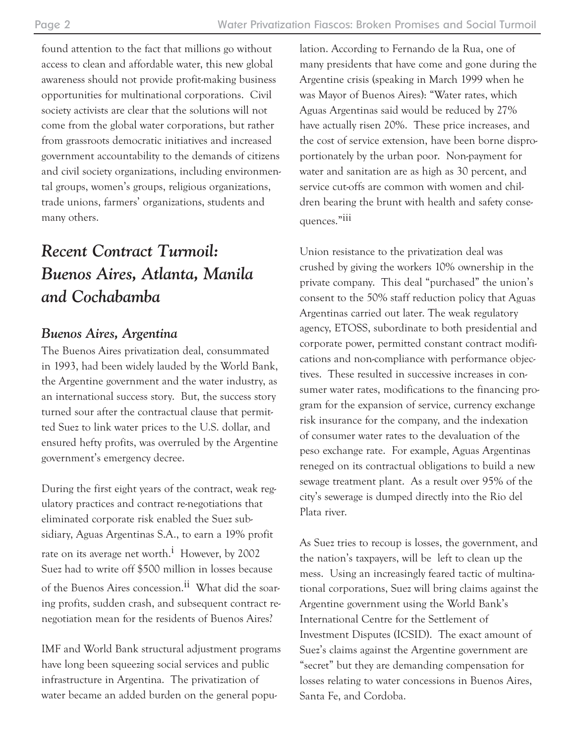found attention to the fact that millions go without access to clean and affordable water, this new global awareness should not provide profit-making business opportunities for multinational corporations. Civil society activists are clear that the solutions will not come from the global water corporations, but rather from grassroots democratic initiatives and increased government accountability to the demands of citizens and civil society organizations, including environmental groups, women's groups, religious organizations, trade unions, farmers' organizations, students and many others.

## *Recent Contract Turmoil: Buenos Aires, Atlanta, Manila and Cochabamba*

### *Buenos Aires, Argentina*

The Buenos Aires privatization deal, consummated in 1993, had been widely lauded by the World Bank, the Argentine government and the water industry, as an international success story. But, the success story turned sour after the contractual clause that permitted Suez to link water prices to the U.S. dollar, and ensured hefty profits, was overruled by the Argentine government's emergency decree.

During the first eight years of the contract, weak regulatory practices and contract re-negotiations that eliminated corporate risk enabled the Suez subsidiary, Aguas Argentinas S.A., to earn a 19% profit rate on its average net worth.[i] However, by 2002 Suez had to write off $500 million in losses because of the Buenos Aires concession.[ii] What did the soaring profits, sudden crash, and subsequent contract re-negotiation mean for the residents of Buenos Aires?

IMF and World Bank structural adjustment programs have long been squeezing social services and public infrastructure in Argentina. The privatization of water became an added burden on the general population. According to Fernando de la Rua, one of many presidents that have come and gone during the Argentine crisis (speaking in March 1999 when he was Mayor of Buenos Aires): "Water rates, which Aguas Argentinas said would be reduced by 27% have actually risen 20%. These price increases, and the cost of service extension, have been borne disproportionately by the urban poor. Non-payment for water and sanitation are as high as 30 percent, and service cut-offs are common with women and children bearing the brunt with health and safety consequences."[iii]

Union resistance to the privatization deal was crushed by giving the workers 10% ownership in the private company. This deal "purchased" the union's consent to the 50% staff reduction policy that Aguas Argentinas carried out later. The weak regulatory agency, ETOSS, subordinate to both presidential and corporate power, permitted constant contract modifications and non-compliance with performance objectives. These resulted in successive increases in consumer water rates, modifications to the financing program for the expansion of service, currency exchange risk insurance for the company, and the indexation of consumer water rates to the devaluation of the peso exchange rate. For example, Aguas Argentinas reneged on its contractual obligations to build a new sewage treatment plant. As a result over 95% of the city's sewerage is dumped directly into the Rio del Plata river.

As Suez tries to recoup is losses, the government, and the nation's taxpayers, will be left to clean up the mess. Using an increasingly feared tactic of multinational corporations, Suez will bring claims against the Argentine government using the World Bank's International Centre for the Settlement of Investment Disputes (ICSID). The exact amount of Suez's claims against the Argentine government are "secret" but they are demanding compensation for losses relating to water concessions in Buenos Aires, Santa Fe, and Cordoba.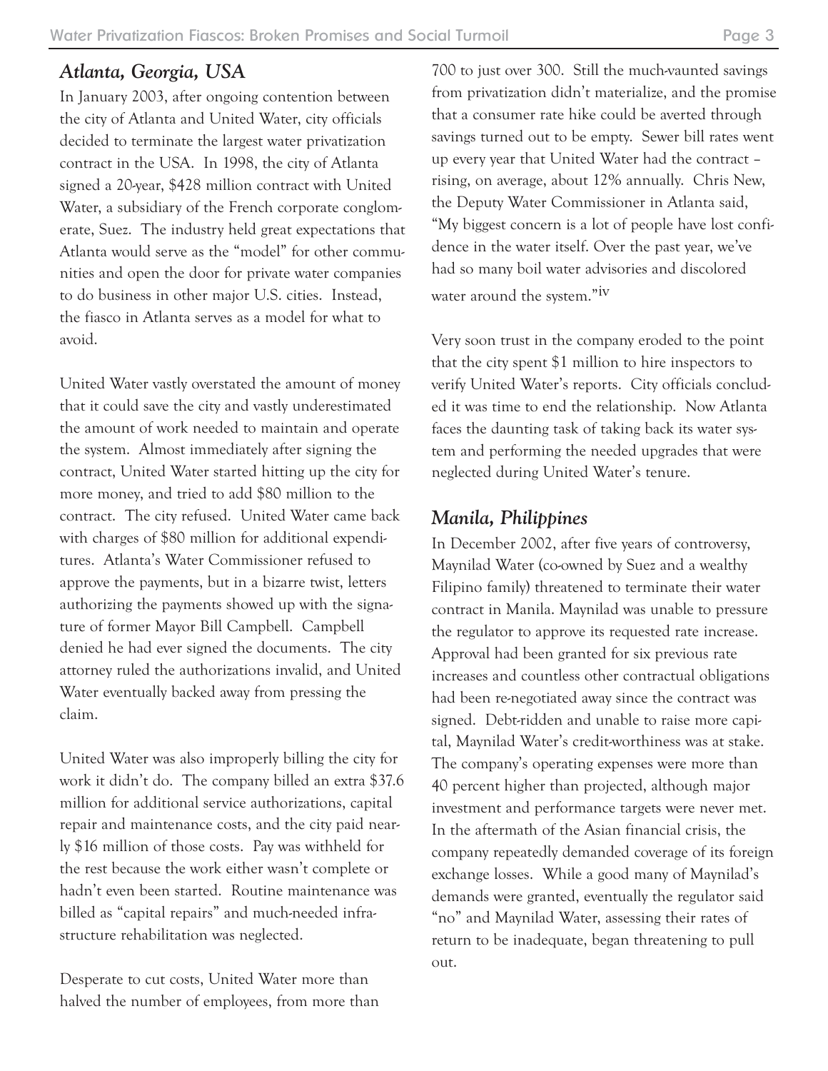## *Atlanta, Georgia, USA*

In January 2003, after ongoing contention between the city of Atlanta and United Water, city officials decided to terminate the largest water privatization contract in the USA. In 1998, the city of Atlanta signed a 20-year, $428 million contract with United Water, a subsidiary of the French corporate conglomerate, Suez. The industry held great expectations that Atlanta would serve as the "model" for other communities and open the door for private water companies to do business in other major U.S. cities. Instead, the fiasco in Atlanta serves as a model for what to avoid.

United Water vastly overstated the amount of money that it could save the city and vastly underestimated the amount of work needed to maintain and operate the system. Almost immediately after signing the contract, United Water started hitting up the city for more money, and tried to add $80 million to the contract. The city refused. United Water came back with charges of $80 million for additional expenditures. Atlanta's Water Commissioner refused to approve the payments, but in a bizarre twist, letters authorizing the payments showed up with the signature of former Mayor Bill Campbell. Campbell denied he had ever signed the documents. The city attorney ruled the authorizations invalid, and United Water eventually backed away from pressing the claim.

United Water was also improperly billing the city for work it didn't do. The company billed an extra $37.6 million for additional service authorizations, capital repair and maintenance costs, and the city paid nearly $16 million of those costs. Pay was withheld for the rest because the work either wasn't complete or hadn't even been started. Routine maintenance was billed as "capital repairs" and much-needed infrastructure rehabilitation was neglected.

Desperate to cut costs, United Water more than halved the number of employees, from more than 700 to just over 300. Still the much-vaunted savings from privatization didn't materialize, and the promise that a consumer rate hike could be averted through savings turned out to be empty. Sewer bill rates went up every year that United Water had the contract – rising, on average, about 12% annually. Chris New, the Deputy Water Commissioner in Atlanta said, "My biggest concern is a lot of people have lost confidence in the water itself. Over the past year, we've had so many boil water advisories and discolored water around the system."[iv]

Very soon trust in the company eroded to the point that the city spent $1 million to hire inspectors to verify United Water's reports. City officials concluded it was time to end the relationship. Now Atlanta faces the daunting task of taking back its water system and performing the needed upgrades that were neglected during United Water's tenure.

## *Manila, Philippines*

In December 2002, after five years of controversy, Maynilad Water (co-owned by Suez and a wealthy Filipino family) threatened to terminate their water contract in Manila. Maynilad was unable to pressure the regulator to approve its requested rate increase. Approval had been granted for six previous rate increases and countless other contractual obligations had been re-negotiated away since the contract was signed. Debt-ridden and unable to raise more capital, Maynilad Water's credit-worthiness was at stake. The company's operating expenses were more than 40 percent higher than projected, although major investment and performance targets were never met. In the aftermath of the Asian financial crisis, the company repeatedly demanded coverage of its foreign exchange losses. While a good many of Maynilad's demands were granted, eventually the regulator said "no" and Maynilad Water, assessing their rates of return to be inadequate, began threatening to pull out.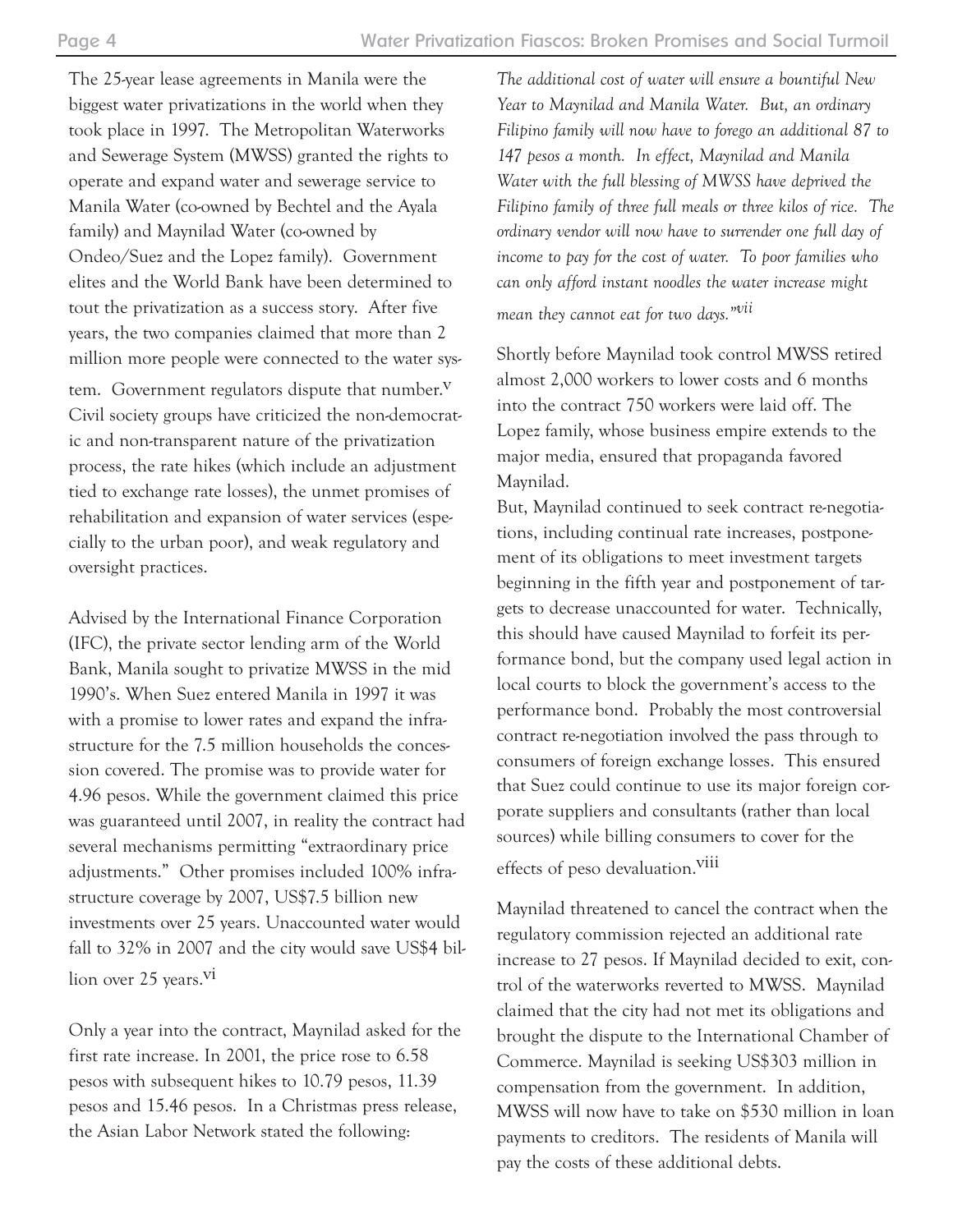The 25-year lease agreements in Manila were the biggest water privatizations in the world when they took place in 1997. The Metropolitan Waterworks and Sewerage System (MWSS) granted the rights to operate and expand water and sewerage service to Manila Water (co-owned by Bechtel and the Ayala family) and Maynilad Water (co-owned by Ondeo/Suez and the Lopez family). Government elites and the World Bank have been determined to tout the privatization as a success story. After five years, the two companies claimed that more than 2 million more people were connected to the water system. Government regulators dispute that number.[v] Civil society groups have criticized the non-democratic and non-transparent nature of the privatization process, the rate hikes (which include an adjustment tied to exchange rate losses), the unmet promises of rehabilitation and expansion of water services (especially to the urban poor), and weak regulatory and oversight practices.

Advised by the International Finance Corporation (IFC), the private sector lending arm of the World Bank, Manila sought to privatize MWSS in the mid 1990's. When Suez entered Manila in 1997 it was with a promise to lower rates and expand the infrastructure for the 7.5 million households the concession covered. The promise was to provide water for 4.96 pesos. While the government claimed this price was guaranteed until 2007, in reality the contract had several mechanisms permitting "extraordinary price adjustments." Other promises included 100% infrastructure coverage by 2007, US$7.5 billion new investments over 25 years. Unaccounted water would fall to 32% in 2007 and the city would save US$4 billion over 25 years.[vi]

Only a year into the contract, Maynilad asked for the first rate increase. In 2001, the price rose to 6.58 pesos with subsequent hikes to 10.79 pesos, 11.39 pesos and 15.46 pesos. In a Christmas press release, the Asian Labor Network stated the following:

*The additional cost of water will ensure a bountiful New Year to Maynilad and Manila Water. But, an ordinary Filipino family will now have to forego an additional 87 to 147 pesos a month. In effect, Maynilad and Manila Water with the full blessing of MWSS have deprived the Filipino family of three full meals or three kilos of rice. The ordinary vendor will now have to surrender one full day of income to pay for the cost of water. To poor families who can only afford instant noodles the water increase might mean they cannot eat for two days."*[vii]

Shortly before Maynilad took control MWSS retired almost 2,000 workers to lower costs and 6 months into the contract 750 workers were laid off. The Lopez family, whose business empire extends to the major media, ensured that propaganda favored Maynilad.

But, Maynilad continued to seek contract re-negotiations, including continual rate increases, postponement of its obligations to meet investment targets beginning in the fifth year and postponement of targets to decrease unaccounted for water. Technically, this should have caused Maynilad to forfeit its performance bond, but the company used legal action in local courts to block the government's access to the performance bond. Probably the most controversial contract re-negotiation involved the pass through to consumers of foreign exchange losses. This ensured that Suez could continue to use its major foreign corporate suppliers and consultants (rather than local sources) while billing consumers to cover for the effects of peso devaluation.[viii]

Maynilad threatened to cancel the contract when the regulatory commission rejected an additional rate increase to 27 pesos. If Maynilad decided to exit, control of the waterworks reverted to MWSS. Maynilad claimed that the city had not met its obligations and brought the dispute to the International Chamber of Commerce. Maynilad is seeking US$303 million in compensation from the government. In addition, MWSS will now have to take on $530 million in loan payments to creditors. The residents of Manila will pay the costs of these additional debts.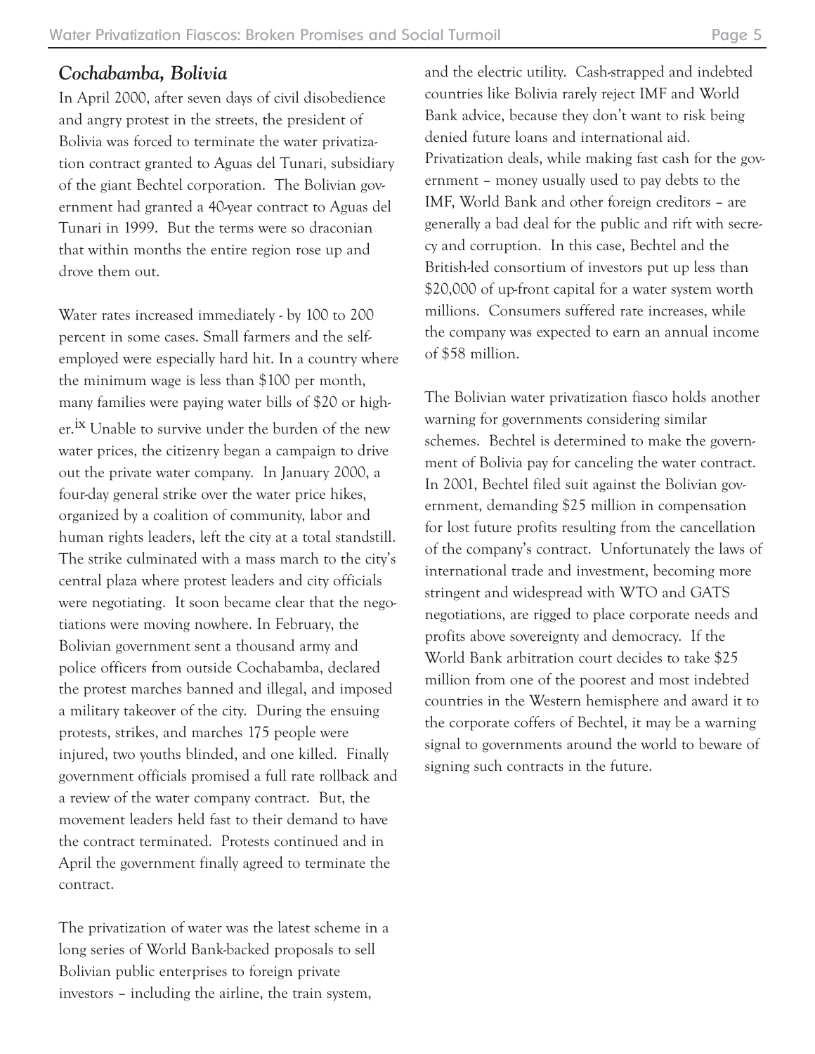## *Cochabamba, Bolivia*

In April 2000, after seven days of civil disobedience and angry protest in the streets, the president of Bolivia was forced to terminate the water privatization contract granted to Aguas del Tunari, subsidiary of the giant Bechtel corporation. The Bolivian government had granted a 40-year contract to Aguas del Tunari in 1999. But the terms were so draconian that within months the entire region rose up and drove them out.

Water rates increased immediately - by 100 to 200 percent in some cases. Small farmers and the self-employed were especially hard hit. In a country where the minimum wage is less than $100 per month, many families were paying water bills of $20 or higher.[ix] Unable to survive under the burden of the new water prices, the citizenry began a campaign to drive out the private water company. In January 2000, a four-day general strike over the water price hikes, organized by a coalition of community, labor and human rights leaders, left the city at a total standstill. The strike culminated with a mass march to the city's central plaza where protest leaders and city officials were negotiating. It soon became clear that the negotiations were moving nowhere. In February, the Bolivian government sent a thousand army and police officers from outside Cochabamba, declared the protest marches banned and illegal, and imposed a military takeover of the city. During the ensuing protests, strikes, and marches 175 people were injured, two youths blinded, and one killed. Finally government officials promised a full rate rollback and a review of the water company contract. But, the movement leaders held fast to their demand to have the contract terminated. Protests continued and in April the government finally agreed to terminate the contract.

The privatization of water was the latest scheme in a long series of World Bank-backed proposals to sell Bolivian public enterprises to foreign private investors – including the airline, the train system, and the electric utility. Cash-strapped and indebted countries like Bolivia rarely reject IMF and World Bank advice, because they don't want to risk being denied future loans and international aid. Privatization deals, while making fast cash for the government – money usually used to pay debts to the IMF, World Bank and other foreign creditors – are generally a bad deal for the public and rift with secrecy and corruption. In this case, Bechtel and the British-led consortium of investors put up less than $20,000 of up-front capital for a water system worth millions. Consumers suffered rate increases, while the company was expected to earn an annual income of $58 million.

The Bolivian water privatization fiasco holds another warning for governments considering similar schemes. Bechtel is determined to make the government of Bolivia pay for canceling the water contract. In 2001, Bechtel filed suit against the Bolivian government, demanding $25 million in compensation for lost future profits resulting from the cancellation of the company's contract. Unfortunately the laws of international trade and investment, becoming more stringent and widespread with WTO and GATS negotiations, are rigged to place corporate needs and profits above sovereignty and democracy. If the World Bank arbitration court decides to take $25 million from one of the poorest and most indebted countries in the Western hemisphere and award it to the corporate coffers of Bechtel, it may be a warning signal to governments around the world to beware of signing such contracts in the future.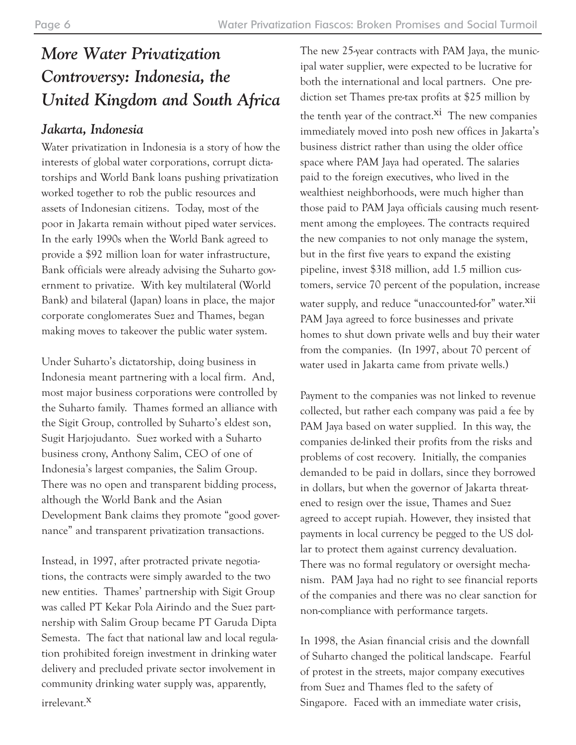## *More Water Privatization Controversy: Indonesia, the United Kingdom and South Africa*

### *Jakarta, Indonesia*

Water privatization in Indonesia is a story of how the interests of global water corporations, corrupt dictatorships and World Bank loans pushing privatization worked together to rob the public resources and assets of Indonesian citizens. Today, most of the poor in Jakarta remain without piped water services. In the early 1990s when the World Bank agreed to provide a $92 million loan for water infrastructure, Bank officials were already advising the Suharto government to privatize. With key multilateral (World Bank) and bilateral (Japan) loans in place, the major corporate conglomerates Suez and Thames, began making moves to takeover the public water system.

Under Suharto's dictatorship, doing business in Indonesia meant partnering with a local firm. And, most major business corporations were controlled by the Suharto family. Thames formed an alliance with the Sigit Group, controlled by Suharto's eldest son, Sugit Harjojudanto. Suez worked with a Suharto business crony, Anthony Salim, CEO of one of Indonesia's largest companies, the Salim Group. There was no open and transparent bidding process, although the World Bank and the Asian Development Bank claims they promote "good governance" and transparent privatization transactions.

Instead, in 1997, after protracted private negotiations, the contracts were simply awarded to the two new entities. Thames' partnership with Sigit Group was called PT Kekar Pola Airindo and the Suez partnership with Salim Group became PT Garuda Dipta Semesta. The fact that national law and local regulation prohibited foreign investment in drinking water delivery and precluded private sector involvement in community drinking water supply was, apparently, irrelevant.[x]

The new 25-year contracts with PAM Jaya, the municipal water supplier, were expected to be lucrative for both the international and local partners. One prediction set Thames pre-tax profits at $25 million by the tenth year of the contract.[xi] The new companies immediately moved into posh new offices in Jakarta's business district rather than using the older office space where PAM Jaya had operated. The salaries paid to the foreign executives, who lived in the wealthiest neighborhoods, were much higher than those paid to PAM Jaya officials causing much resentment among the employees. The contracts required the new companies to not only manage the system, but in the first five years to expand the existing pipeline, invest $318 million, add 1.5 million customers, service 70 percent of the population, increase water supply, and reduce "unaccounted-for" water.[xii] PAM Jaya agreed to force businesses and private homes to shut down private wells and buy their water from the companies. (In 1997, about 70 percent of water used in Jakarta came from private wells.)

Payment to the companies was not linked to revenue collected, but rather each company was paid a fee by PAM Jaya based on water supplied. In this way, the companies de-linked their profits from the risks and problems of cost recovery. Initially, the companies demanded to be paid in dollars, since they borrowed in dollars, but when the governor of Jakarta threatened to resign over the issue, Thames and Suez agreed to accept rupiah. However, they insisted that payments in local currency be pegged to the US dollar to protect them against currency devaluation. There was no formal regulatory or oversight mechanism. PAM Jaya had no right to see financial reports of the companies and there was no clear sanction for non-compliance with performance targets.

In 1998, the Asian financial crisis and the downfall of Suharto changed the political landscape. Fearful of protest in the streets, major company executives from Suez and Thames fled to the safety of Singapore. Faced with an immediate water crisis,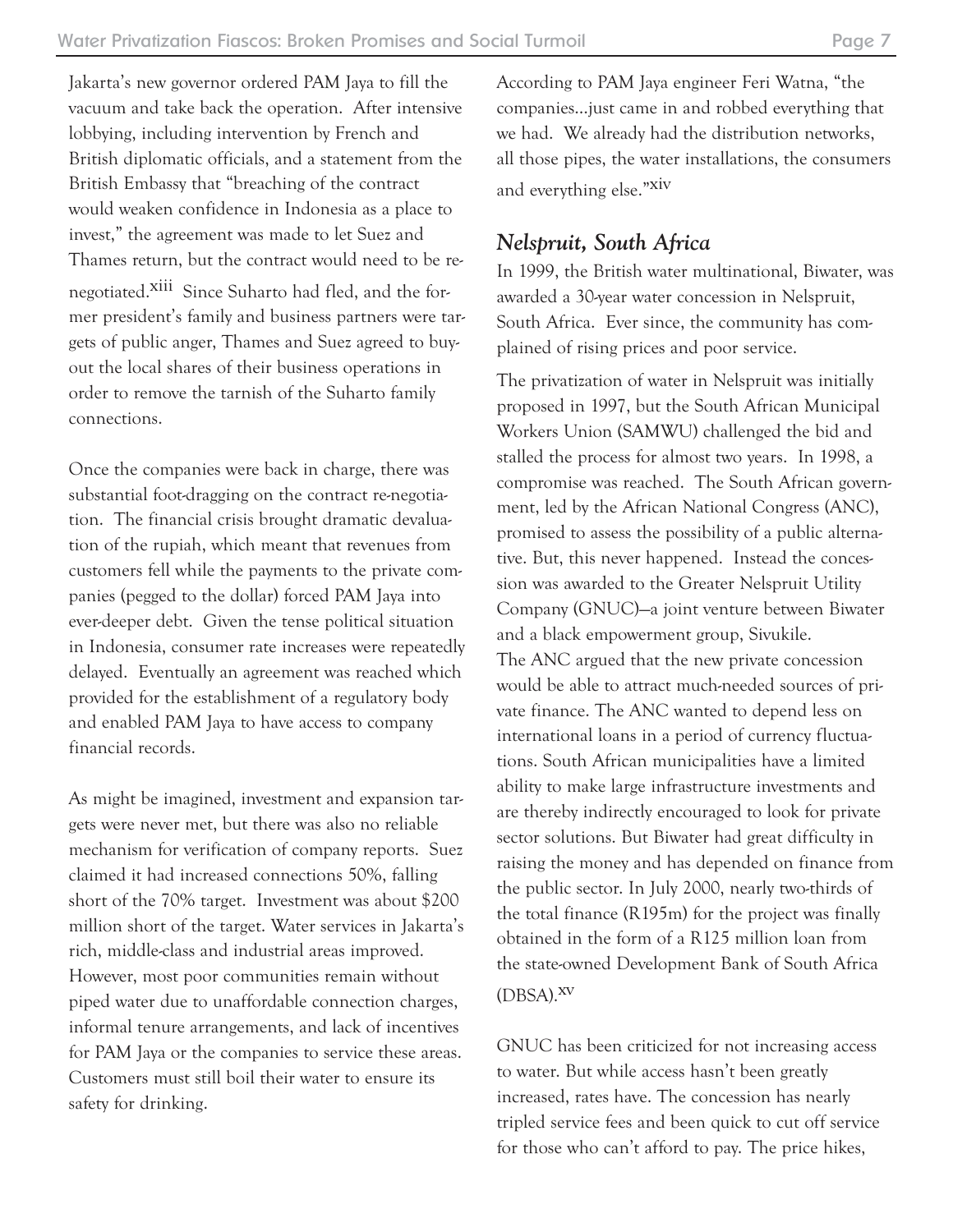Jakarta's new governor ordered PAM Jaya to fill the vacuum and take back the operation. After intensive lobbying, including intervention by French and British diplomatic officials, and a statement from the British Embassy that "breaching of the contract would weaken confidence in Indonesia as a place to invest," the agreement was made to let Suez and Thames return, but the contract would need to be re-negotiated.[xiii] Since Suharto had fled, and the former president's family and business partners were targets of public anger, Thames and Suez agreed to buy-out the local shares of their business operations in order to remove the tarnish of the Suharto family connections.

Once the companies were back in charge, there was substantial foot-dragging on the contract re-negotiation. The financial crisis brought dramatic devaluation of the rupiah, which meant that revenues from customers fell while the payments to the private companies (pegged to the dollar) forced PAM Jaya into ever-deeper debt. Given the tense political situation in Indonesia, consumer rate increases were repeatedly delayed. Eventually an agreement was reached which provided for the establishment of a regulatory body and enabled PAM Jaya to have access to company financial records.

As might be imagined, investment and expansion targets were never met, but there was also no reliable mechanism for verification of company reports. Suez claimed it had increased connections 50%, falling short of the 70% target. Investment was about $200 million short of the target. Water services in Jakarta's rich, middle-class and industrial areas improved. However, most poor communities remain without piped water due to unaffordable connection charges, informal tenure arrangements, and lack of incentives for PAM Jaya or the companies to service these areas. Customers must still boil their water to ensure its safety for drinking.

According to PAM Jaya engineer Feri Watna, "the companies...just came in and robbed everything that we had. We already had the distribution networks, all those pipes, the water installations, the consumers and everything else."[xiv]

### *Nelspruit, South Africa*

In 1999, the British water multinational, Biwater, was awarded a 30-year water concession in Nelspruit, South Africa. Ever since, the community has complained of rising prices and poor service.

The privatization of water in Nelspruit was initially proposed in 1997, but the South African Municipal Workers Union (SAMWU) challenged the bid and stalled the process for almost two years. In 1998, a compromise was reached. The South African government, led by the African National Congress (ANC), promised to assess the possibility of a public alternative. But, this never happened. Instead the concession was awarded to the Greater Nelspruit Utility Company (GNUC)—a joint venture between Biwater and a black empowerment group, Sivukile.

The ANC argued that the new private concession would be able to attract much-needed sources of private finance. The ANC wanted to depend less on international loans in a period of currency fluctuations. South African municipalities have a limited ability to make large infrastructure investments and are thereby indirectly encouraged to look for private sector solutions. But Biwater had great difficulty in raising the money and has depended on finance from the public sector. In July 2000, nearly two-thirds of the total finance (R195m) for the project was finally obtained in the form of a R125 million loan from the state-owned Development Bank of South Africa (DBSA).[xv]

GNUC has been criticized for not increasing access to water. But while access hasn't been greatly increased, rates have. The concession has nearly tripled service fees and been quick to cut off service for those who can't afford to pay. The price hikes,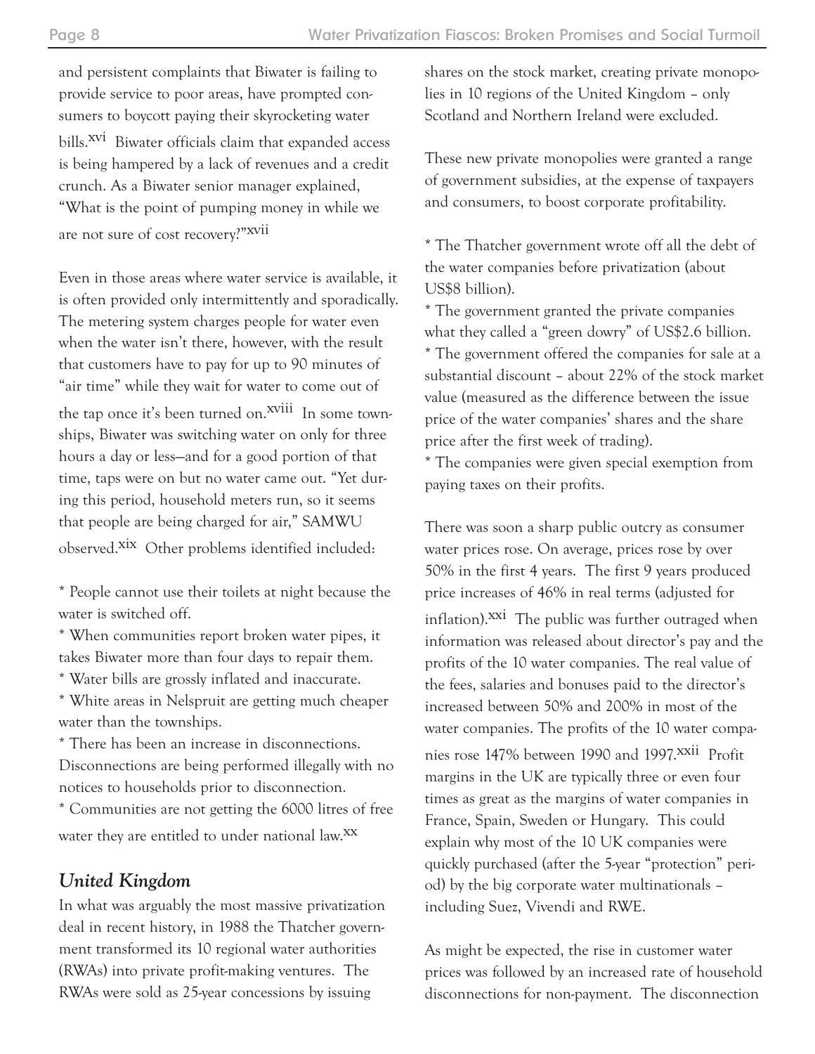and persistent complaints that Biwater is failing to provide service to poor areas, have prompted consumers to boycott paying their skyrocketing water bills.[xvi] Biwater officials claim that expanded access is being hampered by a lack of revenues and a credit crunch. As a Biwater senior manager explained, "What is the point of pumping money in while we are not sure of cost recovery?"[xvii]

Even in those areas where water service is available, it is often provided only intermittently and sporadically. The metering system charges people for water even when the water isn't there, however, with the result that customers have to pay for up to 90 minutes of "air time" while they wait for water to come out of the tap once it's been turned on.[xviii] In some townships, Biwater was switching water on only for three hours a day or less—and for a good portion of that time, taps were on but no water came out. "Yet during this period, household meters run, so it seems that people are being charged for air," SAMWU observed.[xix] Other problems identified included:

* People cannot use their toilets at night because the water is switched off.
* When communities report broken water pipes, it takes Biwater more than four days to repair them.
* Water bills are grossly inflated and inaccurate.
* White areas in Nelspruit are getting much cheaper water than the townships.
* There has been an increase in disconnections. Disconnections are being performed illegally with no notices to households prior to disconnection.
* Communities are not getting the 6000 litres of free water they are entitled to under national law.[xx]

### *United Kingdom*

In what was arguably the most massive privatization deal in recent history, in 1988 the Thatcher government transformed its 10 regional water authorities (RWAs) into private profit-making ventures. The RWAs were sold as 25-year concessions by issuing shares on the stock market, creating private monopolies in 10 regions of the United Kingdom – only Scotland and Northern Ireland were excluded.

These new private monopolies were granted a range of government subsidies, at the expense of taxpayers and consumers, to boost corporate profitability.

* The Thatcher government wrote off all the debt of the water companies before privatization (about US$8 billion).
* The government granted the private companies what they called a "green dowry" of US$2.6 billion.
* The government offered the companies for sale at a substantial discount – about 22% of the stock market value (measured as the difference between the issue price of the water companies' shares and the share price after the first week of trading).
* The companies were given special exemption from paying taxes on their profits.

There was soon a sharp public outcry as consumer water prices rose. On average, prices rose by over 50% in the first 4 years. The first 9 years produced price increases of 46% in real terms (adjusted for inflation).[xxi] The public was further outraged when information was released about director's pay and the profits of the 10 water companies. The real value of the fees, salaries and bonuses paid to the director's increased between 50% and 200% in most of the water companies. The profits of the 10 water companies rose 147% between 1990 and 1997.[xxii] Profit margins in the UK are typically three or even four times as great as the margins of water companies in France, Spain, Sweden or Hungary. This could explain why most of the 10 UK companies were quickly purchased (after the 5-year "protection" period) by the big corporate water multinationals – including Suez, Vivendi and RWE.

As might be expected, the rise in customer water prices was followed by an increased rate of household disconnections for non-payment. The disconnection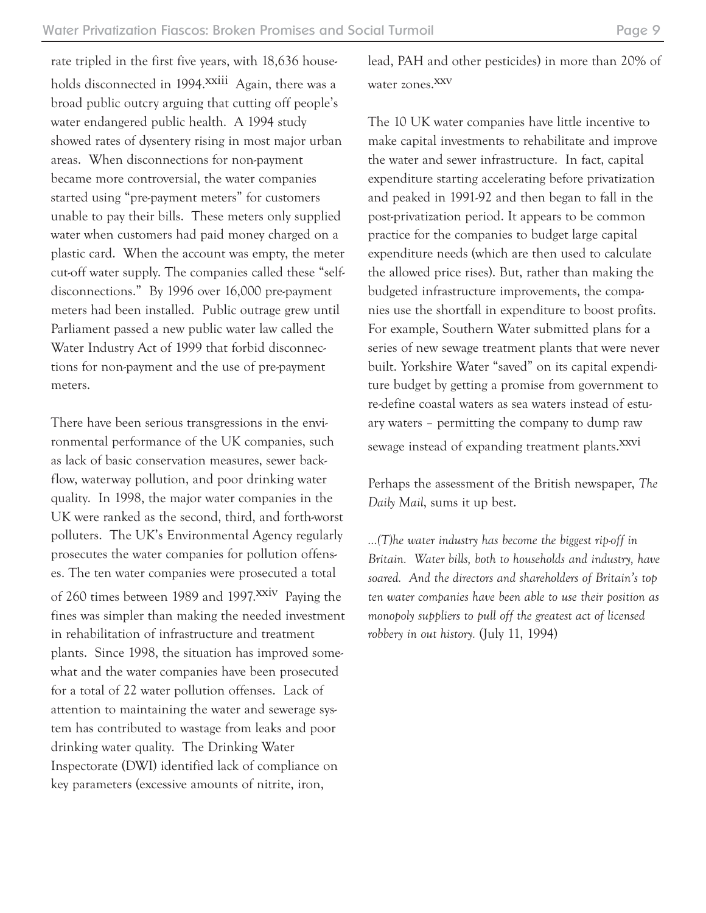rate tripled in the first five years, with 18,636 households disconnected in 1994.[xxiii] Again, there was a broad public outcry arguing that cutting off people's water endangered public health. A 1994 study showed rates of dysentery rising in most major urban areas. When disconnections for non-payment became more controversial, the water companies started using "pre-payment meters" for customers unable to pay their bills. These meters only supplied water when customers had paid money charged on a plastic card. When the account was empty, the meter cut-off water supply. The companies called these "self-disconnections." By 1996 over 16,000 pre-payment meters had been installed. Public outrage grew until Parliament passed a new public water law called the Water Industry Act of 1999 that forbid disconnections for non-payment and the use of pre-payment meters.

There have been serious transgressions in the environmental performance of the UK companies, such as lack of basic conservation measures, sewer backflow, waterway pollution, and poor drinking water quality. In 1998, the major water companies in the UK were ranked as the second, third, and forth-worst polluters. The UK's Environmental Agency regularly prosecutes the water companies for pollution offenses. The ten water companies were prosecuted a total of 260 times between 1989 and 1997.[xxiv] Paying the fines was simpler than making the needed investment in rehabilitation of infrastructure and treatment plants. Since 1998, the situation has improved somewhat and the water companies have been prosecuted for a total of 22 water pollution offenses. Lack of attention to maintaining the water and sewerage system has contributed to wastage from leaks and poor drinking water quality. The Drinking Water Inspectorate (DWI) identified lack of compliance on key parameters (excessive amounts of nitrite, iron, lead, PAH and other pesticides) in more than 20% of water zones.[xxv]

The 10 UK water companies have little incentive to make capital investments to rehabilitate and improve the water and sewer infrastructure. In fact, capital expenditure starting accelerating before privatization and peaked in 1991-92 and then began to fall in the post-privatization period. It appears to be common practice for the companies to budget large capital expenditure needs (which are then used to calculate the allowed price rises). But, rather than making the budgeted infrastructure improvements, the companies use the shortfall in expenditure to boost profits. For example, Southern Water submitted plans for a series of new sewage treatment plants that were never built. Yorkshire Water "saved" on its capital expenditure budget by getting a promise from government to re-define coastal waters as sea waters instead of estuary waters – permitting the company to dump raw sewage instead of expanding treatment plants.[xxvi]

Perhaps the assessment of the British newspaper, *The Daily Mail*, sums it up best.

*...(T)he water industry has become the biggest rip-off in Britain. Water bills, both to households and industry, have soared. And the directors and shareholders of Britain's top ten water companies have been able to use their position as monopoly suppliers to pull off the greatest act of licensed robbery in out history.* (July 11, 1994)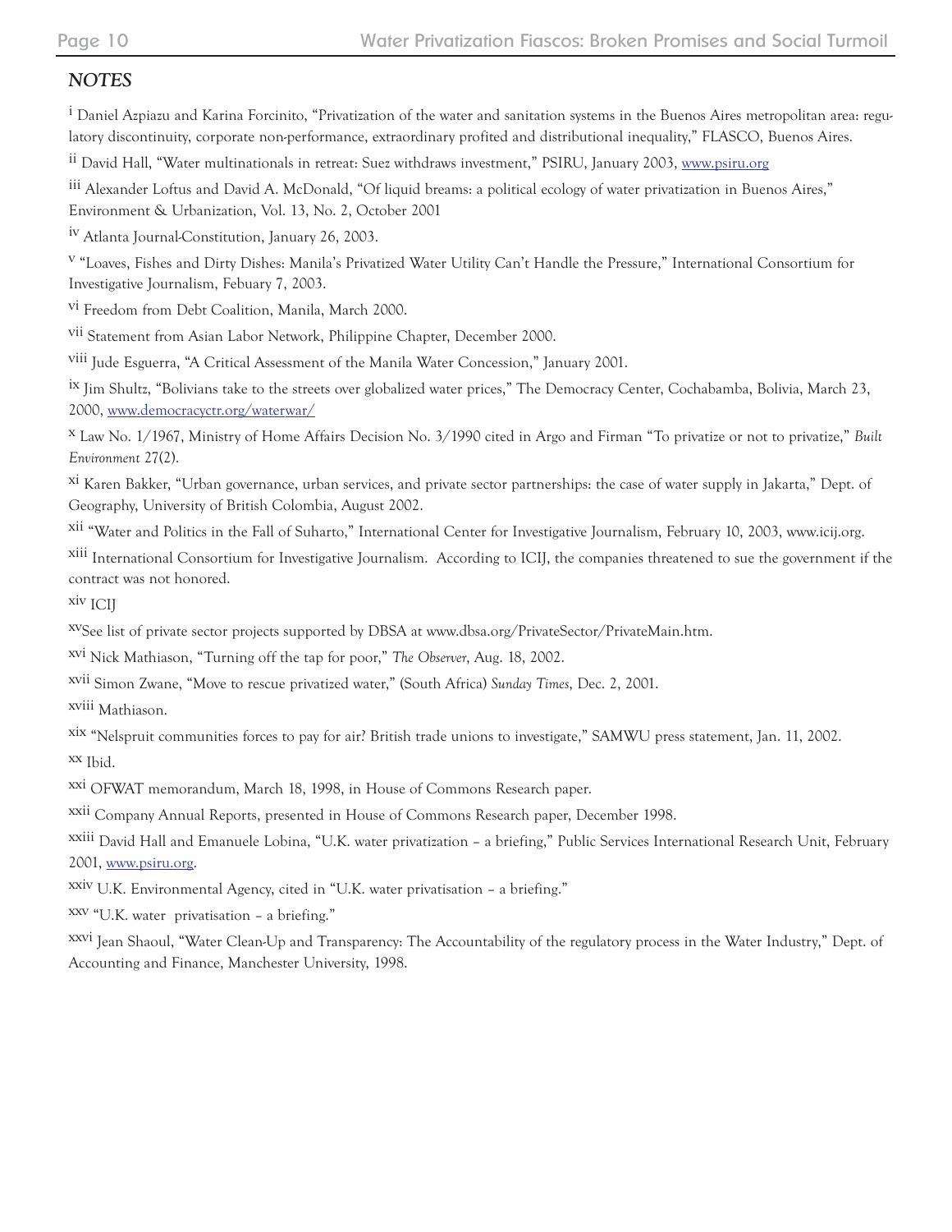## *NOTES*

[i] Daniel Azpiazu and Karina Forcinito, “Privatization of the water and sanitation systems in the Buenos Aires metropolitan area: regulatory discontinuity, corporate non-performance, extraordinary profited and distributional inequality,” FLASCO, Buenos Aires.

[ii] David Hall, “Water multinationals in retreat: Suez withdraws investment,” PSIRU, January 2003, www.psiru.org

[iii] Alexander Loftus and David A. McDonald, “Of liquid breams: a political ecology of water privatization in Buenos Aires,” Environment & Urbanization, Vol. 13, No. 2, October 2001

[iv] Atlanta Journal-Constitution, January 26, 2003.

[v] “Loaves, Fishes and Dirty Dishes: Manila’s Privatized Water Utility Can’t Handle the Pressure,” International Consortium for Investigative Journalism, Febuary 7, 2003.

[vi] Freedom from Debt Coalition, Manila, March 2000.

[vii] Statement from Asian Labor Network, Philippine Chapter, December 2000.

[viii] Jude Esguerra, “A Critical Assessment of the Manila Water Concession,” January 2001.

[ix] Jim Shultz, “Bolivians take to the streets over globalized water prices,” The Democracy Center, Cochabamba, Bolivia, March 23, 2000, www.democracyctr.org/waterwar/

[x] Law No. 1/1967, Ministry of Home Affairs Decision No. 3/1990 cited in Argo and Firman “To privatize or not to privatize,” *Built Environment* 27(2).

[xi] Karen Bakker, “Urban governance, urban services, and private sector partnerships: the case of water supply in Jakarta,” Dept. of Geography, University of British Colombia, August 2002.

[xii] “Water and Politics in the Fall of Suharto,” International Center for Investigative Journalism, February 10, 2003, www.icij.org.

[xiii] International Consortium for Investigative Journalism. According to ICIJ, the companies threatened to sue the government if the contract was not honored.

[xiv] ICIJ

[xv] See list of private sector projects supported by DBSA at www.dbsa.org/PrivateSector/PrivateMain.htm.

[xvi] Nick Mathiason, “Turning off the tap for poor,” *The Observer*, Aug. 18, 2002.

[xvii] Simon Zwane, “Move to rescue privatized water,” (South Africa) *Sunday Times*, Dec. 2, 2001.

[xviii] Mathiason.

[xix] “Nelspruit communities forces to pay for air? British trade unions to investigate,” SAMWU press statement, Jan. 11, 2002.

[xx] Ibid.

[xxi] OFWAT memorandum, March 18, 1998, in House of Commons Research paper.

[xxii] Company Annual Reports, presented in House of Commons Research paper, December 1998.

[xxiii] David Hall and Emanuele Lobina, “U.K. water privatization – a briefing,” Public Services International Research Unit, February 2001, www.psiru.org.

[xxiv] U.K. Environmental Agency, cited in “U.K. water privatisation – a briefing.”

[xxv] “U.K. water privatisation – a briefing.”

[xxvi] Jean Shaoul, “Water Clean-Up and Transparency: The Accountability of the regulatory process in the Water Industry,” Dept. of Accounting and Finance, Manchester University, 1998.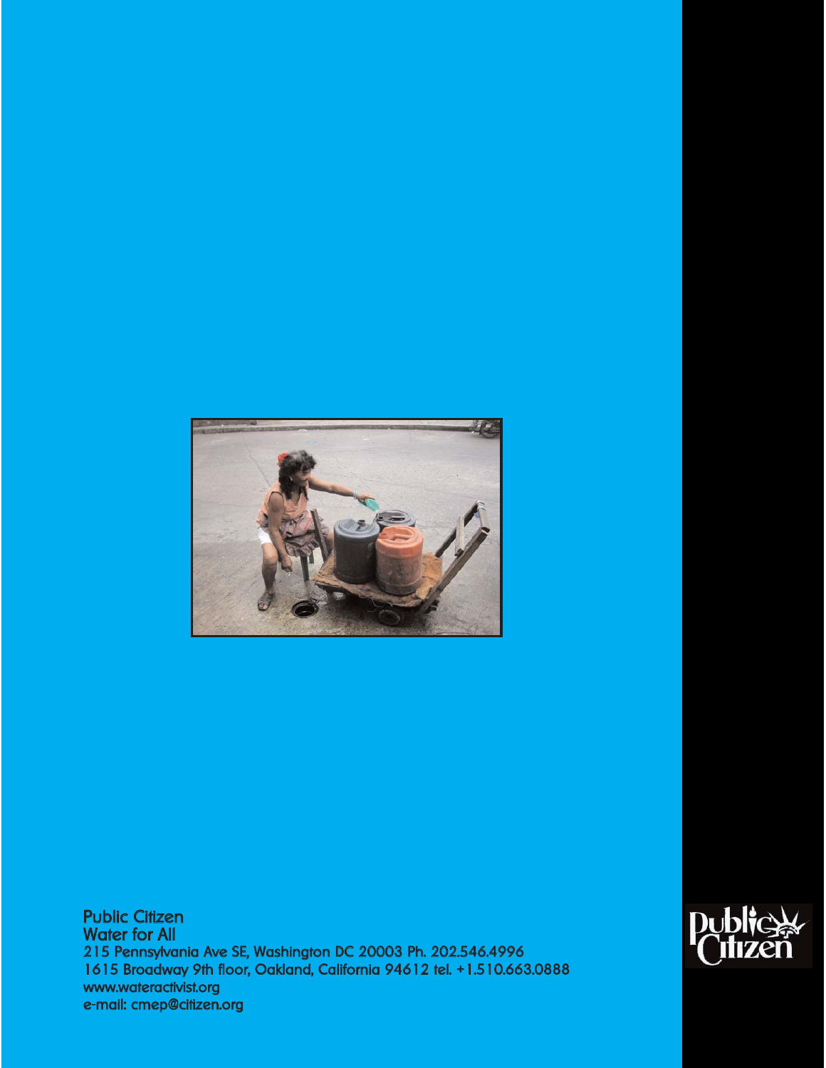Public Citizen
Water for All
215 Pennsylvania Ave SE, Washington DC 20003 Ph. 202.546.4996
1615 Broadway 9th floor, Oakland, California 94612 tel. +1.510.663.0888
www.wateractivist.org
e-mail: cmep@citizen.org